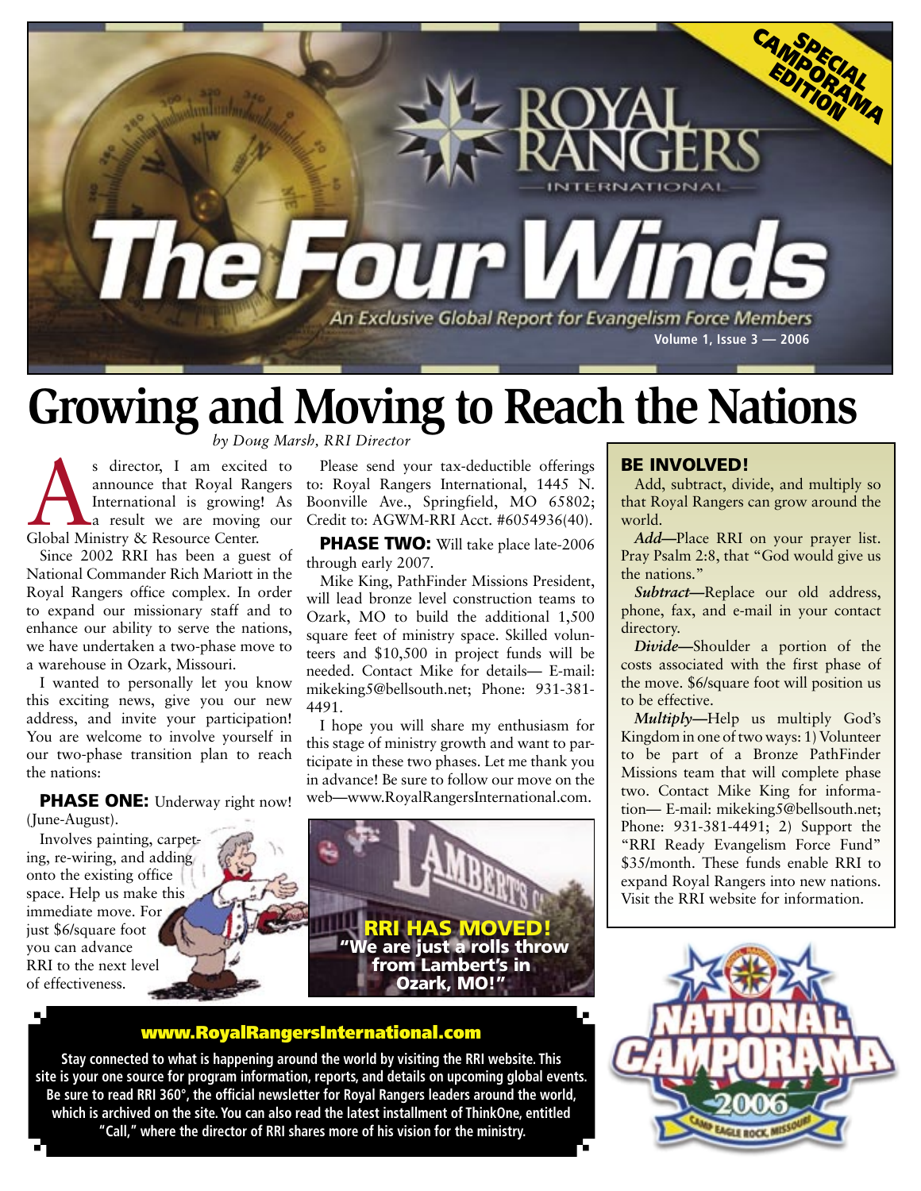SPECIAL CAMPORAMA EDITION

# The Four Winds

Royal Rangers International

An Exclusive Global Report for Evangelism Force Members

Volume 1, Issue 3 — 2006

# Growing and Moving to Reach the Nations

*by Doug Marsh, RRI Director*

As director, I am excited to announce that Royal Rangers International is growing! As a result we are moving our Global Ministry & Resource Center.

Since 2002 RRI has been a guest of National Commander Rich Mariott in the Royal Rangers office complex. In order to expand our missionary staff and to enhance our ability to serve the nations, we have undertaken a two-phase move to a warehouse in Ozark, Missouri.

I wanted to personally let you know this exciting news, give you our new address, and invite your participation! You are welcome to involve yourself in our two-phase transition plan to reach the nations:

**PHASE ONE:** Underway right now! (June-August).

Involves painting, carpeting, re-wiring, and adding onto the existing office space. Help us make this immediate move. For just $6/square foot you can advance RRI to the next level of effectiveness.

Please send your tax-deductible offerings to: Royal Rangers International, 1445 N. Boonville Ave., Springfield, MO 65802; Credit to: AGWM-RRI Acct. #6054936(40).

**PHASE TWO:** Will take place late-2006 through early 2007.

Mike King, PathFinder Missions President, will lead bronze level construction teams to Ozark, MO to build the additional 1,500 square feet of ministry space. Skilled volunteers and $10,500 in project funds will be needed. Contact Mike for details— E-mail: mikeking5@bellsouth.net; Phone: 931-381-4491.

I hope you will share my enthusiasm for this stage of ministry growth and want to participate in these two phases. Let me thank you in advance! Be sure to follow our move on the web—www.RoyalRangersInternational.com.

**RRI HAS MOVED!**
**"We are just a rolls throw from Lambert's in Ozark, MO!"**

## BE INVOLVED!

Add, subtract, divide, and multiply so that Royal Rangers can grow around the world.

***Add***—Place RRI on your prayer list. Pray Psalm 2:8, that "God would give us the nations."

***Subtract***—Replace our old address, phone, fax, and e-mail in your contact directory.

***Divide***—Shoulder a portion of the costs associated with the first phase of the move. $6/square foot will position us to be effective.

***Multiply***—Help us multiply God's Kingdom in one of two ways: 1) Volunteer to be part of a Bronze PathFinder Missions team that will complete phase two. Contact Mike King for information— E-mail: mikeking5@bellsouth.net; Phone: 931-381-4491; 2) Support the "RRI Ready Evangelism Force Fund" $35/month. These funds enable RRI to expand Royal Rangers into new nations. Visit the RRI website for information.

**www.RoyalRangersInternational.com**

**Stay connected to what is happening around the world by visiting the RRI website. This site is your one source for program information, reports, and details on upcoming global events. Be sure to read RRI 360°, the official newsletter for Royal Rangers leaders around the world, which is archived on the site. You can also read the latest installment of ThinkOne, entitled "Call," where the director of RRI shares more of his vision for the ministry.**

NATIONAL CAMPORAMA 2006 — CAMP EAGLE ROCK, MISSOURI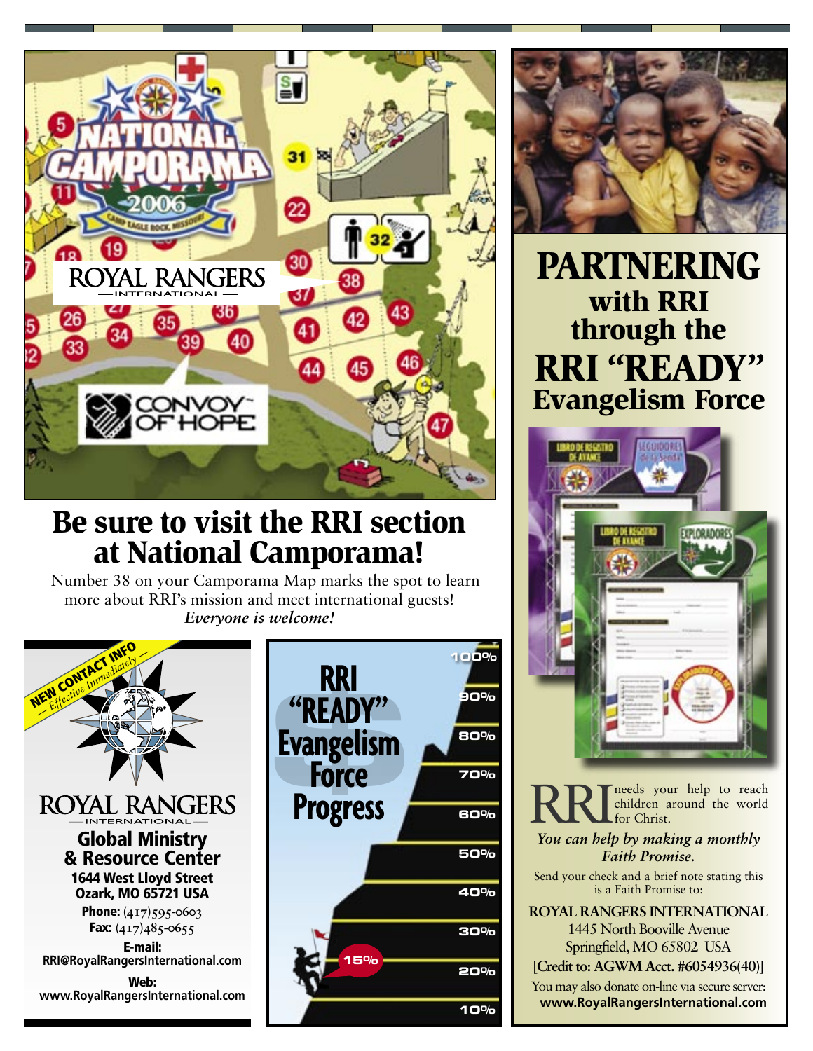## Be sure to visit the RRI section at National Camporama!

Number 38 on your Camporama Map marks the spot to learn more about RRI's mission and meet international guests! *Everyone is welcome!*

NEW CONTACT INFO — *Effective Immediately* —

ROYAL RANGERS INTERNATIONAL

**Global Ministry & Resource Center**

**1644 West Lloyd Street**
**Ozark, MO 65721 USA**

**Phone:** (417)595-0603
**Fax:** (417)485-0655

**E-mail:**
**RRI@RoyalRangersInternational.com**

**Web:**
**www.RoyalRangersInternational.com**

RRI "READY" Evangelism Force Progress

100%
90%
80%
70%
60%
50%
40%
30%
20%
10%
15%

# PARTNERING with RRI through the RRI "READY" Evangelism Force

RRI needs your help to reach children around the world for Christ.

*You can help by making a monthly Faith Promise.*

Send your check and a brief note stating this is a Faith Promise to:

**ROYAL RANGERS INTERNATIONAL**
1445 North Booville Avenue
Springfield, MO 65802 USA
**[Credit to: AGWM Acct. #6054936(40)]**

You may also donate on-line via secure server:
**www.RoyalRangersInternational.com**